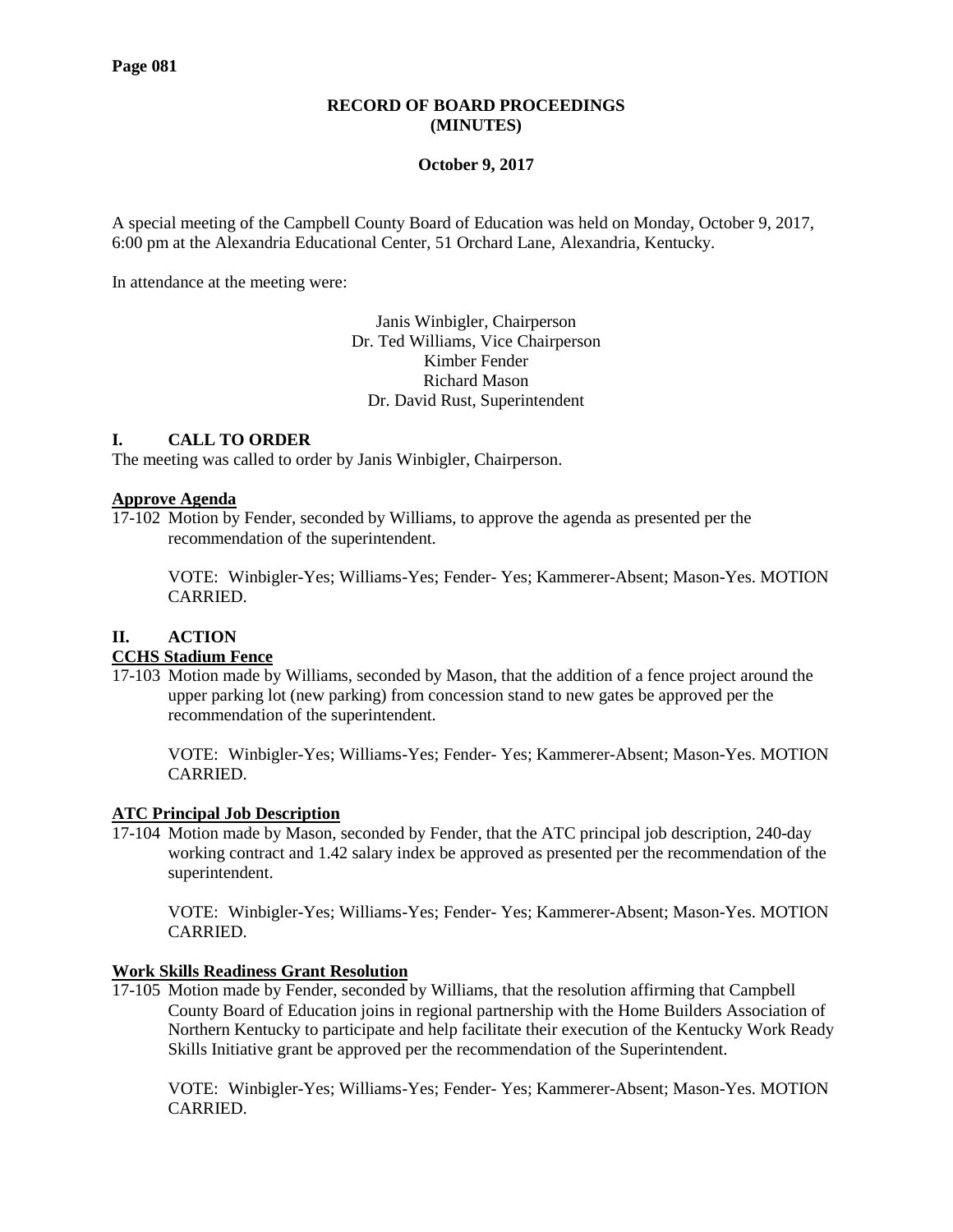# RECORD OF BOARD PROCEEDINGS (MINUTES)

**October 9, 2017**

A special meeting of the Campbell County Board of Education was held on Monday, October 9, 2017, 6:00 pm at the Alexandria Educational Center, 51 Orchard Lane, Alexandria, Kentucky.

In attendance at the meeting were:

Janis Winbigler, Chairperson
Dr. Ted Williams, Vice Chairperson
Kimber Fender
Richard Mason
Dr. David Rust, Superintendent

## I. CALL TO ORDER

The meeting was called to order by Janis Winbigler, Chairperson.

**Approve Agenda**

17-102 Motion by Fender, seconded by Williams, to approve the agenda as presented per the recommendation of the superintendent.

VOTE: Winbigler-Yes; Williams-Yes; Fender- Yes; Kammerer-Absent; Mason-Yes. MOTION CARRIED.

## II. ACTION

**CCHS Stadium Fence**

17-103 Motion made by Williams, seconded by Mason, that the addition of a fence project around the upper parking lot (new parking) from concession stand to new gates be approved per the recommendation of the superintendent.

VOTE: Winbigler-Yes; Williams-Yes; Fender- Yes; Kammerer-Absent; Mason-Yes. MOTION CARRIED.

**ATC Principal Job Description**

17-104 Motion made by Mason, seconded by Fender, that the ATC principal job description, 240-day working contract and 1.42 salary index be approved as presented per the recommendation of the superintendent.

VOTE: Winbigler-Yes; Williams-Yes; Fender- Yes; Kammerer-Absent; Mason-Yes. MOTION CARRIED.

**Work Skills Readiness Grant Resolution**

17-105 Motion made by Fender, seconded by Williams, that the resolution affirming that Campbell County Board of Education joins in regional partnership with the Home Builders Association of Northern Kentucky to participate and help facilitate their execution of the Kentucky Work Ready Skills Initiative grant be approved per the recommendation of the Superintendent.

VOTE: Winbigler-Yes; Williams-Yes; Fender- Yes; Kammerer-Absent; Mason-Yes. MOTION CARRIED.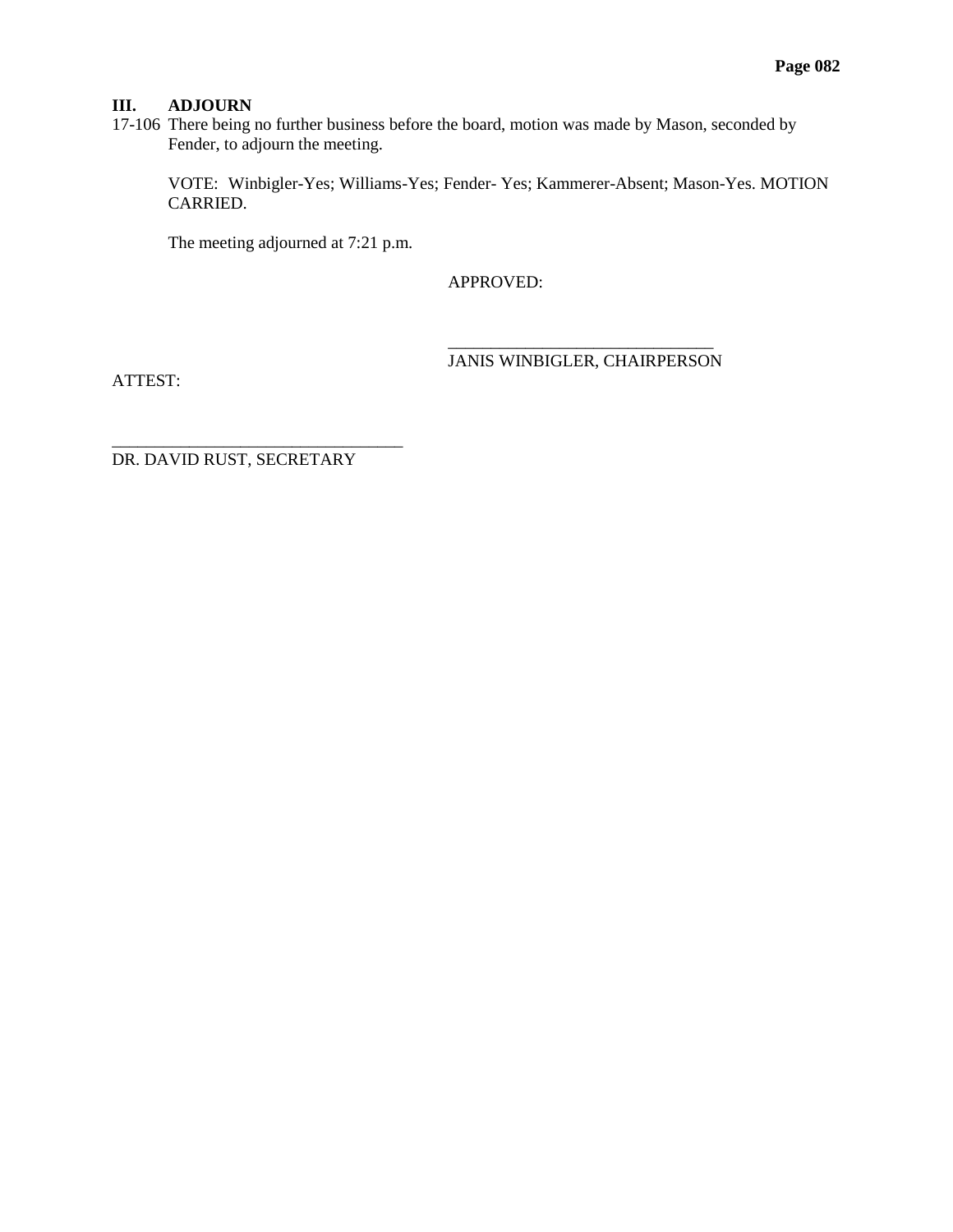## III. ADJOURN

17-106 There being no further business before the board, motion was made by Mason, seconded by Fender, to adjourn the meeting.

VOTE: Winbigler-Yes; Williams-Yes; Fender- Yes; Kammerer-Absent; Mason-Yes. MOTION CARRIED.

The meeting adjourned at 7:21 p.m.

APPROVED:

_______________________________
JANIS WINBIGLER, CHAIRPERSON

ATTEST:

__________________________________
DR. DAVID RUST, SECRETARY